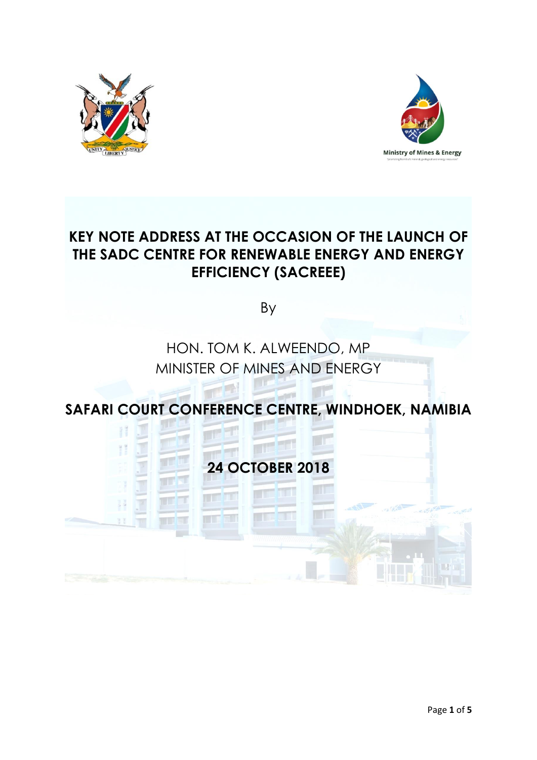# KEY NOTE ADDRESS AT THE OCCASION OF THE LAUNCH OF THE SADC CENTRE FOR RENEWABLE ENERGY AND ENERGY EFFICIENCY (SACREEE)

By

HON. TOM K. ALWEENDO, MP
MINISTER OF MINES AND ENERGY

**SAFARI COURT CONFERENCE CENTRE, WINDHOEK, NAMIBIA**

**24 OCTOBER 2018**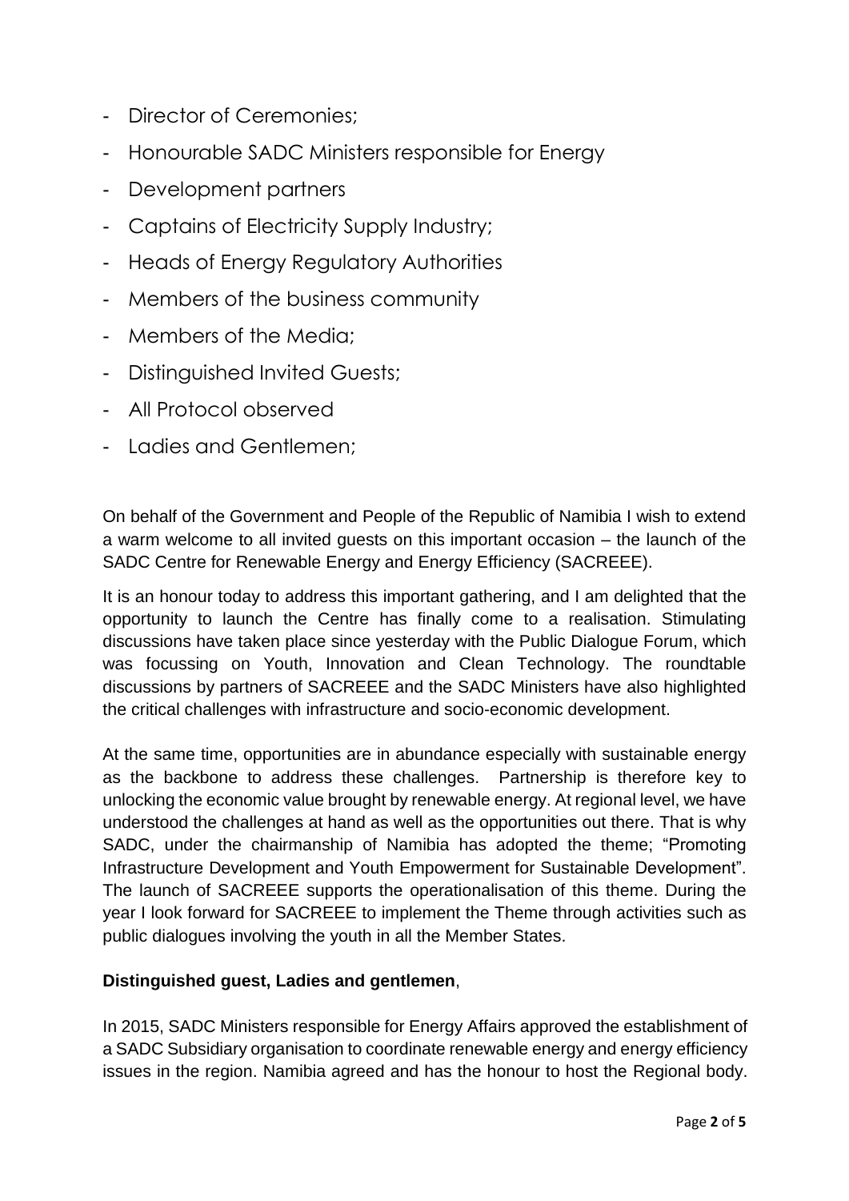- Director of Ceremonies;
- Honourable SADC Ministers responsible for Energy
- Development partners
- Captains of Electricity Supply Industry;
- Heads of Energy Regulatory Authorities
- Members of the business community
- Members of the Media;
- Distinguished Invited Guests;
- All Protocol observed
- Ladies and Gentlemen;

On behalf of the Government and People of the Republic of Namibia I wish to extend a warm welcome to all invited guests on this important occasion – the launch of the SADC Centre for Renewable Energy and Energy Efficiency (SACREEE).

It is an honour today to address this important gathering, and I am delighted that the opportunity to launch the Centre has finally come to a realisation. Stimulating discussions have taken place since yesterday with the Public Dialogue Forum, which was focussing on Youth, Innovation and Clean Technology. The roundtable discussions by partners of SACREEE and the SADC Ministers have also highlighted the critical challenges with infrastructure and socio-economic development.

At the same time, opportunities are in abundance especially with sustainable energy as the backbone to address these challenges. Partnership is therefore key to unlocking the economic value brought by renewable energy. At regional level, we have understood the challenges at hand as well as the opportunities out there. That is why SADC, under the chairmanship of Namibia has adopted the theme; "Promoting Infrastructure Development and Youth Empowerment for Sustainable Development". The launch of SACREEE supports the operationalisation of this theme. During the year I look forward for SACREEE to implement the Theme through activities such as public dialogues involving the youth in all the Member States.

**Distinguished guest, Ladies and gentlemen**,

In 2015, SADC Ministers responsible for Energy Affairs approved the establishment of a SADC Subsidiary organisation to coordinate renewable energy and energy efficiency issues in the region. Namibia agreed and has the honour to host the Regional body.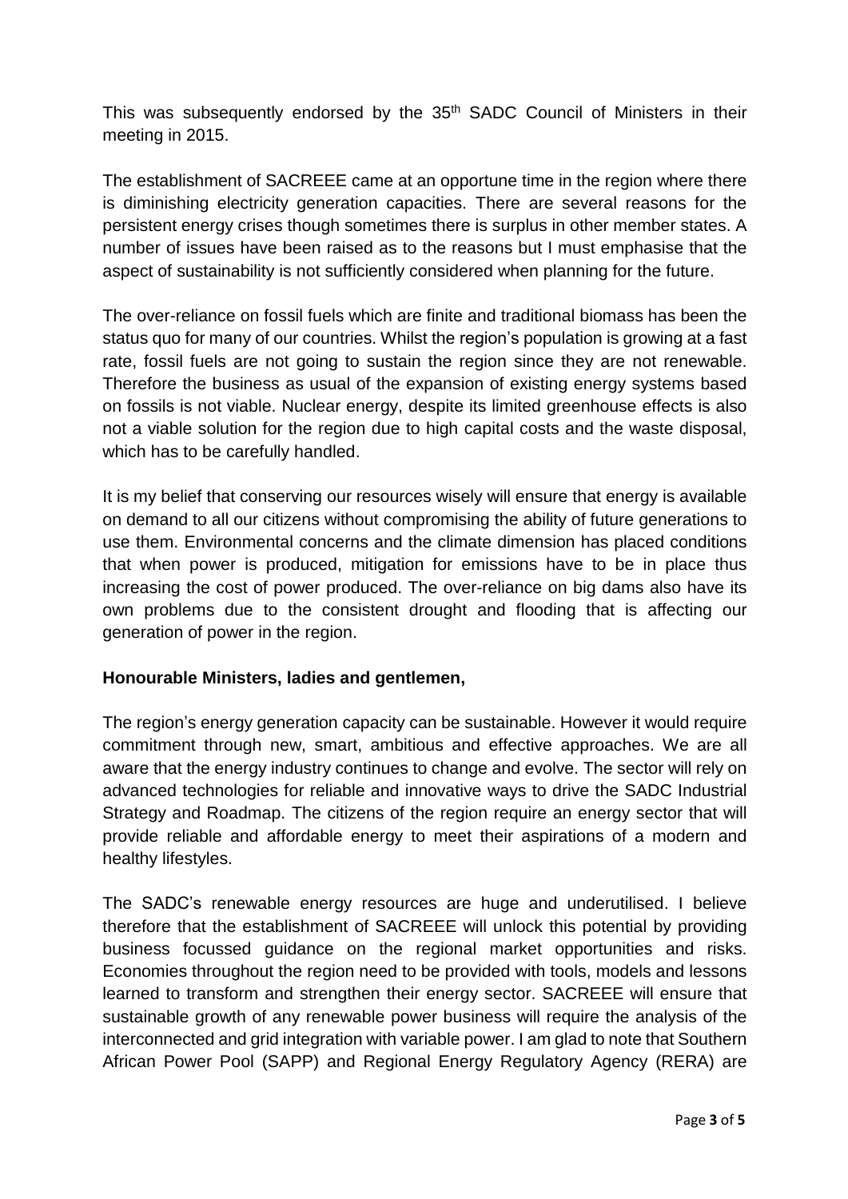This was subsequently endorsed by the 35th SADC Council of Ministers in their meeting in 2015.

The establishment of SACREEE came at an opportune time in the region where there is diminishing electricity generation capacities. There are several reasons for the persistent energy crises though sometimes there is surplus in other member states. A number of issues have been raised as to the reasons but I must emphasise that the aspect of sustainability is not sufficiently considered when planning for the future.

The over-reliance on fossil fuels which are finite and traditional biomass has been the status quo for many of our countries. Whilst the region's population is growing at a fast rate, fossil fuels are not going to sustain the region since they are not renewable. Therefore the business as usual of the expansion of existing energy systems based on fossils is not viable. Nuclear energy, despite its limited greenhouse effects is also not a viable solution for the region due to high capital costs and the waste disposal, which has to be carefully handled.

It is my belief that conserving our resources wisely will ensure that energy is available on demand to all our citizens without compromising the ability of future generations to use them. Environmental concerns and the climate dimension has placed conditions that when power is produced, mitigation for emissions have to be in place thus increasing the cost of power produced. The over-reliance on big dams also have its own problems due to the consistent drought and flooding that is affecting our generation of power in the region.

**Honourable Ministers, ladies and gentlemen,**

The region's energy generation capacity can be sustainable. However it would require commitment through new, smart, ambitious and effective approaches. We are all aware that the energy industry continues to change and evolve. The sector will rely on advanced technologies for reliable and innovative ways to drive the SADC Industrial Strategy and Roadmap. The citizens of the region require an energy sector that will provide reliable and affordable energy to meet their aspirations of a modern and healthy lifestyles.

The SADC's renewable energy resources are huge and underutilised. I believe therefore that the establishment of SACREEE will unlock this potential by providing business focussed guidance on the regional market opportunities and risks. Economies throughout the region need to be provided with tools, models and lessons learned to transform and strengthen their energy sector. SACREEE will ensure that sustainable growth of any renewable power business will require the analysis of the interconnected and grid integration with variable power. I am glad to note that Southern African Power Pool (SAPP) and Regional Energy Regulatory Agency (RERA) are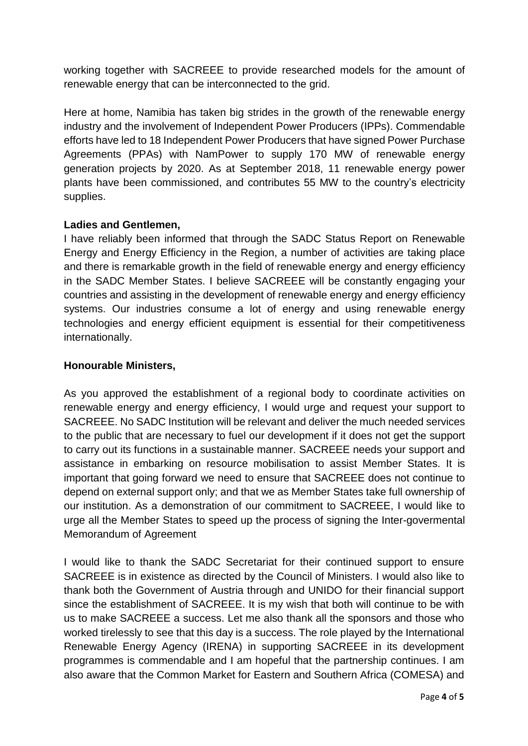working together with SACREEE to provide researched models for the amount of renewable energy that can be interconnected to the grid.

Here at home, Namibia has taken big strides in the growth of the renewable energy industry and the involvement of Independent Power Producers (IPPs). Commendable efforts have led to 18 Independent Power Producers that have signed Power Purchase Agreements (PPAs) with NamPower to supply 170 MW of renewable energy generation projects by 2020. As at September 2018, 11 renewable energy power plants have been commissioned, and contributes 55 MW to the country's electricity supplies.

**Ladies and Gentlemen,**

I have reliably been informed that through the SADC Status Report on Renewable Energy and Energy Efficiency in the Region, a number of activities are taking place and there is remarkable growth in the field of renewable energy and energy efficiency in the SADC Member States. I believe SACREEE will be constantly engaging your countries and assisting in the development of renewable energy and energy efficiency systems. Our industries consume a lot of energy and using renewable energy technologies and energy efficient equipment is essential for their competitiveness internationally.

**Honourable Ministers,**

As you approved the establishment of a regional body to coordinate activities on renewable energy and energy efficiency, I would urge and request your support to SACREEE. No SADC Institution will be relevant and deliver the much needed services to the public that are necessary to fuel our development if it does not get the support to carry out its functions in a sustainable manner. SACREEE needs your support and assistance in embarking on resource mobilisation to assist Member States. It is important that going forward we need to ensure that SACREEE does not continue to depend on external support only; and that we as Member States take full ownership of our institution. As a demonstration of our commitment to SACREEE, I would like to urge all the Member States to speed up the process of signing the Inter-govermental Memorandum of Agreement

I would like to thank the SADC Secretariat for their continued support to ensure SACREEE is in existence as directed by the Council of Ministers. I would also like to thank both the Government of Austria through and UNIDO for their financial support since the establishment of SACREEE. It is my wish that both will continue to be with us to make SACREEE a success. Let me also thank all the sponsors and those who worked tirelessly to see that this day is a success. The role played by the International Renewable Energy Agency (IRENA) in supporting SACREEE in its development programmes is commendable and I am hopeful that the partnership continues. I am also aware that the Common Market for Eastern and Southern Africa (COMESA) and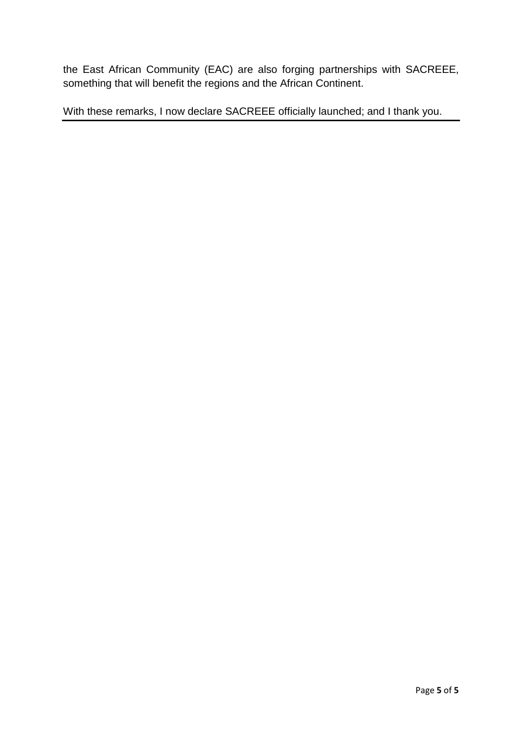the East African Community (EAC) are also forging partnerships with SACREEE, something that will benefit the regions and the African Continent.

With these remarks, I now declare SACREEE officially launched; and I thank you.